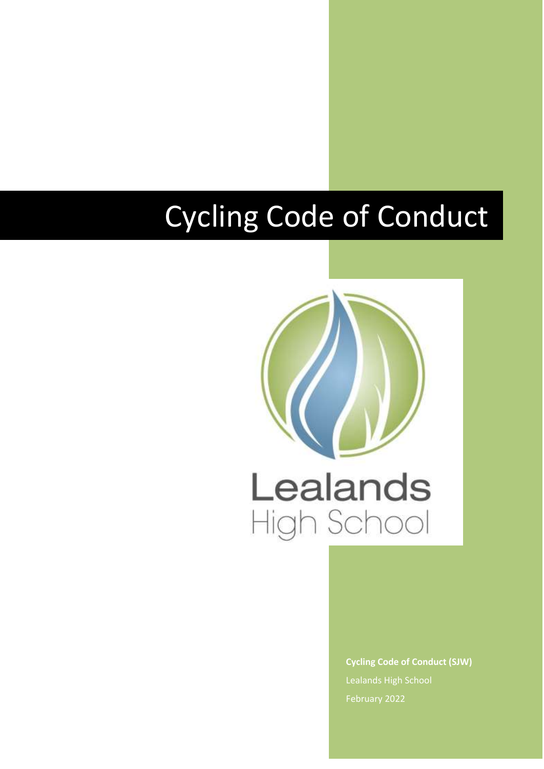# Cycling Code of Conduct

Lealands
High School

**Cycling Code of Conduct (SJW)**

Lealands High School

February 2022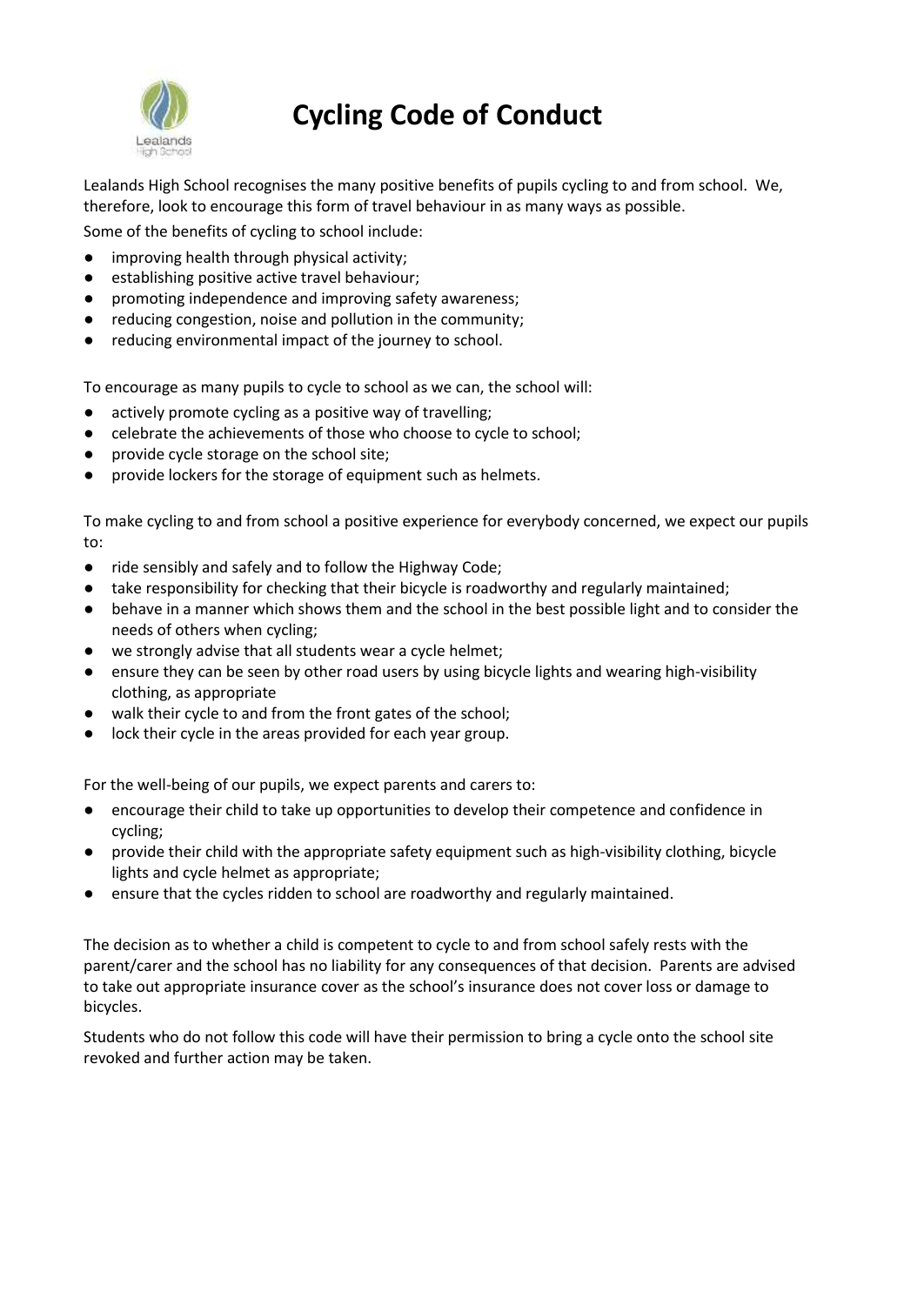# Cycling Code of Conduct

Lealands High School recognises the many positive benefits of pupils cycling to and from school. We, therefore, look to encourage this form of travel behaviour in as many ways as possible.

Some of the benefits of cycling to school include:

- improving health through physical activity;
- establishing positive active travel behaviour;
- promoting independence and improving safety awareness;
- reducing congestion, noise and pollution in the community;
- reducing environmental impact of the journey to school.

To encourage as many pupils to cycle to school as we can, the school will:

- actively promote cycling as a positive way of travelling;
- celebrate the achievements of those who choose to cycle to school;
- provide cycle storage on the school site;
- provide lockers for the storage of equipment such as helmets.

To make cycling to and from school a positive experience for everybody concerned, we expect our pupils to:

- ride sensibly and safely and to follow the Highway Code;
- take responsibility for checking that their bicycle is roadworthy and regularly maintained;
- behave in a manner which shows them and the school in the best possible light and to consider the needs of others when cycling;
- we strongly advise that all students wear a cycle helmet;
- ensure they can be seen by other road users by using bicycle lights and wearing high-visibility clothing, as appropriate
- walk their cycle to and from the front gates of the school;
- lock their cycle in the areas provided for each year group.

For the well-being of our pupils, we expect parents and carers to:

- encourage their child to take up opportunities to develop their competence and confidence in cycling;
- provide their child with the appropriate safety equipment such as high-visibility clothing, bicycle lights and cycle helmet as appropriate;
- ensure that the cycles ridden to school are roadworthy and regularly maintained.

The decision as to whether a child is competent to cycle to and from school safely rests with the parent/carer and the school has no liability for any consequences of that decision. Parents are advised to take out appropriate insurance cover as the school's insurance does not cover loss or damage to bicycles.

Students who do not follow this code will have their permission to bring a cycle onto the school site revoked and further action may be taken.